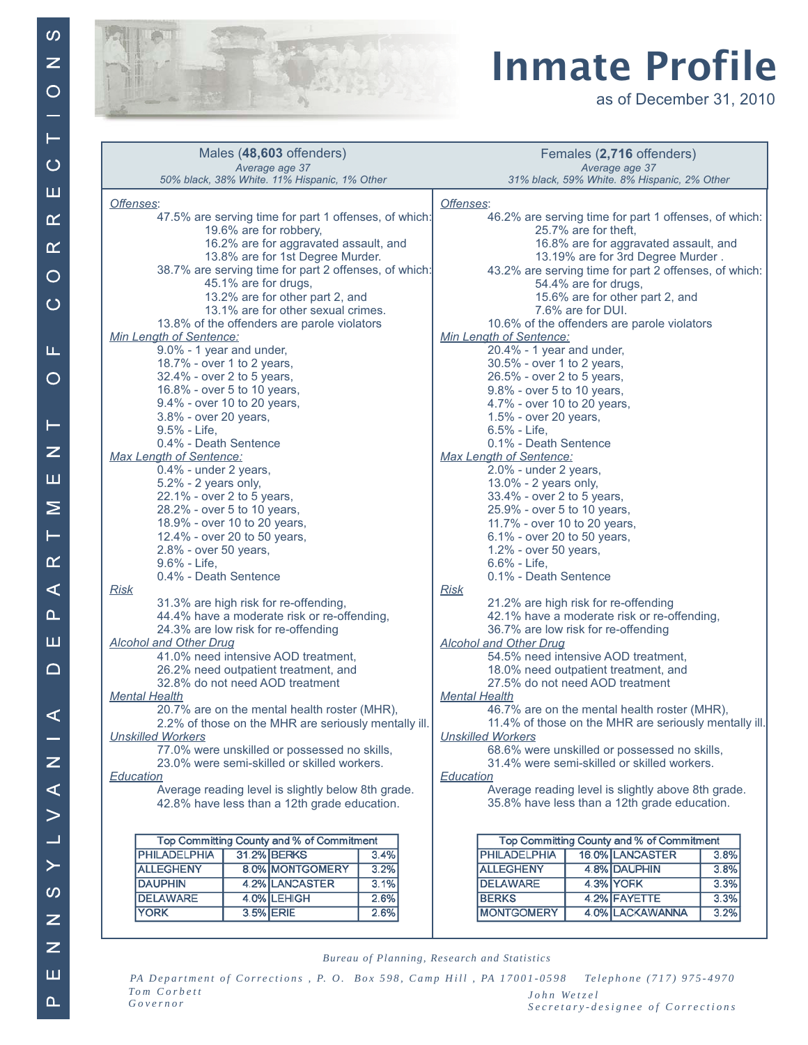# Inmate Profile

as of December 31, 2010

## Males (**48,603** offenders)

*Average age 37*

*50% black, 38% White. 11% Hispanic, 1% Other*

Offenses:

- 47.5% are serving time for part 1 offenses, of which:
  - 19.6% are for robbery,
  - 16.2% are for aggravated assault, and
  - 13.8% are for 1st Degree Murder.
- 38.7% are serving time for part 2 offenses, of which:
  - 45.1% are for drugs,
  - 13.2% are for other part 2, and
  - 13.1% are for other sexual crimes.
- 13.8% of the offenders are parole violators

*Min Length of Sentence:*

- 9.0% - 1 year and under,
- 18.7% - over 1 to 2 years,
- 32.4% - over 2 to 5 years,
- 16.8% - over 5 to 10 years,
- 9.4% - over 10 to 20 years,
- 3.8% - over 20 years,
- 9.5% - Life,
- 0.4% - Death Sentence

*Max Length of Sentence:*

- 0.4% - under 2 years,
- 5.2% - 2 years only,
- 22.1% - over 2 to 5 years,
- 28.2% - over 5 to 10 years,
- 18.9% - over 10 to 20 years,
- 12.4% - over 20 to 50 years,
- 2.8% - over 50 years,
- 9.6% - Life,
- 0.4% - Death Sentence

*Risk*

- 31.3% are high risk for re-offending,
- 44.4% have a moderate risk or re-offending,
- 24.3% are low risk for re-offending

*Alcohol and Other Drug*

- 41.0% need intensive AOD treatment,
- 26.2% need outpatient treatment, and
- 32.8% do not need AOD treatment

*Mental Health*

- 20.7% are on the mental health roster (MHR),
- 2.2% of those on the MHR are seriously mentally ill.

*Unskilled Workers*

- 77.0% were unskilled or possessed no skills,
- 23.0% were semi-skilled or skilled workers.

*Education*

- Average reading level is slightly below 8th grade.
- 42.8% have less than a 12th grade education.

| Top Committing County and % of Commitment | | | |
|---|---|---|---|
| PHILADELPHIA | 31.2% | BERKS | 3.4% |
| ALLEGHENY | 8.0% | MONTGOMERY | 3.2% |
| DAUPHIN | 4.2% | LANCASTER | 3.1% |
| DELAWARE | 4.0% | LEHIGH | 2.6% |
| YORK | 3.5% | ERIE | 2.6% |

## Females (**2,716** offenders)

*Average age 37*

*31% black, 59% White. 8% Hispanic, 2% Other*

Offenses:

- 46.2% are serving time for part 1 offenses, of which:
  - 25.7% are for theft,
  - 16.8% are for aggravated assault, and
  - 13.19% are for 3rd Degree Murder .
- 43.2% are serving time for part 2 offenses, of which:
  - 54.4% are for drugs,
  - 15.6% are for other part 2, and
  - 7.6% are for DUI.
- 10.6% of the offenders are parole violators

*Min Length of Sentence:*

- 20.4% - 1 year and under,
- 30.5% - over 1 to 2 years,
- 26.5% - over 2 to 5 years,
- 9.8% - over 5 to 10 years,
- 4.7% - over 10 to 20 years,
- 1.5% - over 20 years,
- 6.5% - Life,
- 0.1% - Death Sentence

*Max Length of Sentence:*

- 2.0% - under 2 years,
- 13.0% - 2 years only,
- 33.4% - over 2 to 5 years,
- 25.9% - over 5 to 10 years,
- 11.7% - over 10 to 20 years,
- 6.1% - over 20 to 50 years,
- 1.2% - over 50 years,
- 6.6% - Life,
- 0.1% - Death Sentence

*Risk*

- 21.2% are high risk for re-offending
- 42.1% have a moderate risk or re-offending,
- 36.7% are low risk for re-offending

*Alcohol and Other Drug*

- 54.5% need intensive AOD treatment,
- 18.0% need outpatient treatment, and
- 27.5% do not need AOD treatment

*Mental Health*

- 46.7% are on the mental health roster (MHR),
- 11.4% of those on the MHR are seriously mentally ill.

*Unskilled Workers*

- 68.6% were unskilled or possessed no skills,
- 31.4% were semi-skilled or skilled workers.

*Education*

- Average reading level is slightly above 8th grade.
- 35.8% have less than a 12th grade education.

| Top Committing County and % of Commitment | | | |
|---|---|---|---|
| PHILADELPHIA | 16.0% | LANCASTER | 3.8% |
| ALLEGHENY | 4.8% | DAUPHIN | 3.8% |
| DELAWARE | 4.3% | YORK | 3.3% |
| BERKS | 4.2% | FAYETTE | 3.3% |
| MONTGOMERY | 4.0% | LACKAWANNA | 3.2% |

*Bureau of Planning, Research and Statistics*

*PA Department of Corrections , P. O. Box 598, Camp Hill , PA 17001-0598 Telephone (717) 975-4970*

*Tom Corbett*
*Governor*

*John Wetzel*
*Secretary-designee of Corrections*

PENNSYLVANIA DEPARTMENT OF CORRECTIONS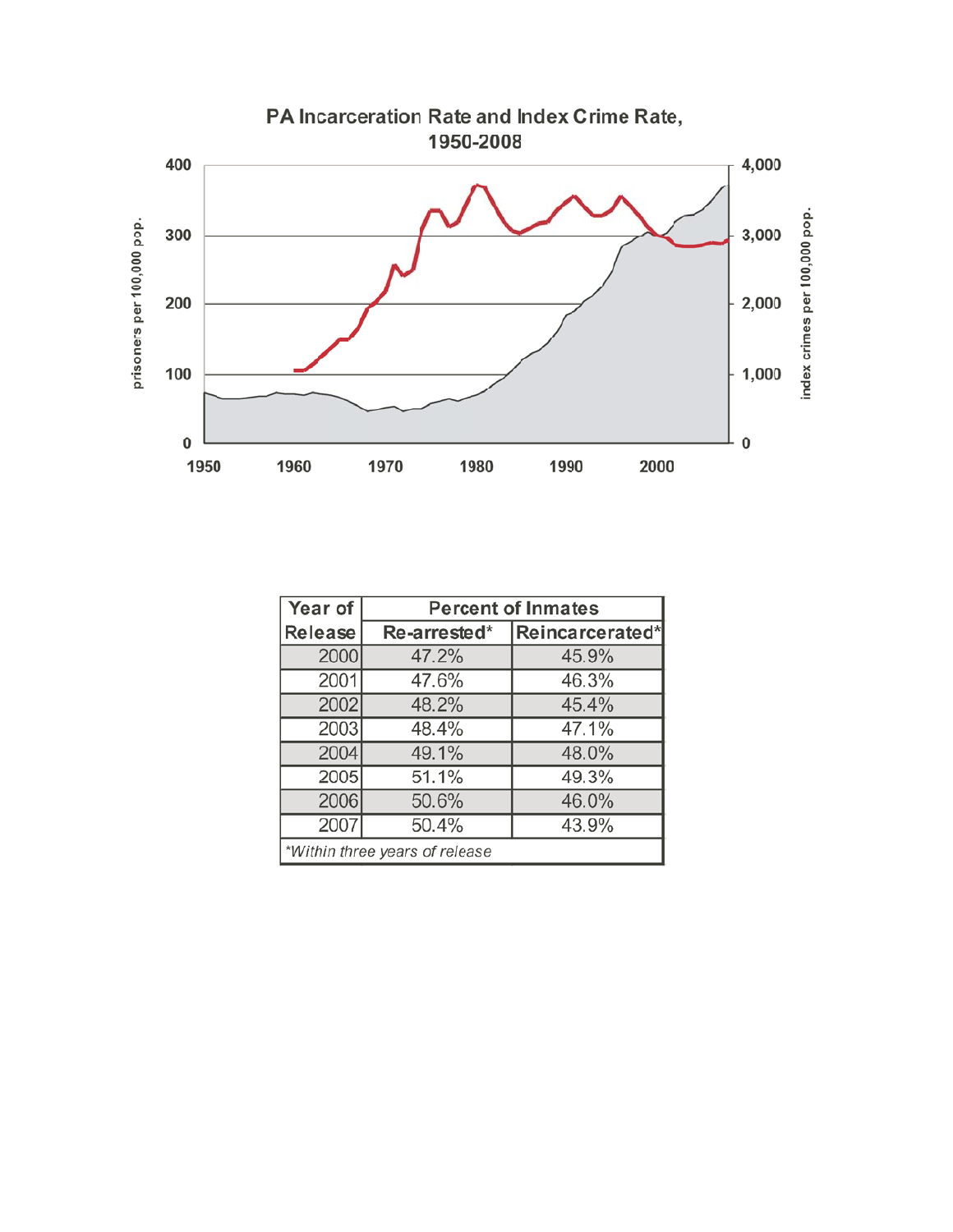PA Incarceration Rate and Index Crime Rate, 1950-2008

prisoners per 100,000 pop.

400
300
200
100
0

index crimes per 100,000 pop.

4,000
3,000
2,000
1,000
0

1950 1960 1970 1980 1990 2000

| Year of Release | Percent of Inmates | |
|---|---|---|
| | Re-arrested* | Reincarcerated* |
| 2000 | 47.2% | 45.9% |
| 2001 | 47.6% | 46.3% |
| 2002 | 48.2% | 45.4% |
| 2003 | 48.4% | 47.1% |
| 2004 | 49.1% | 48.0% |
| 2005 | 51.1% | 49.3% |
| 2006 | 50.6% | 46.0% |
| 2007 | 50.4% | 43.9% |

*Within three years of release*